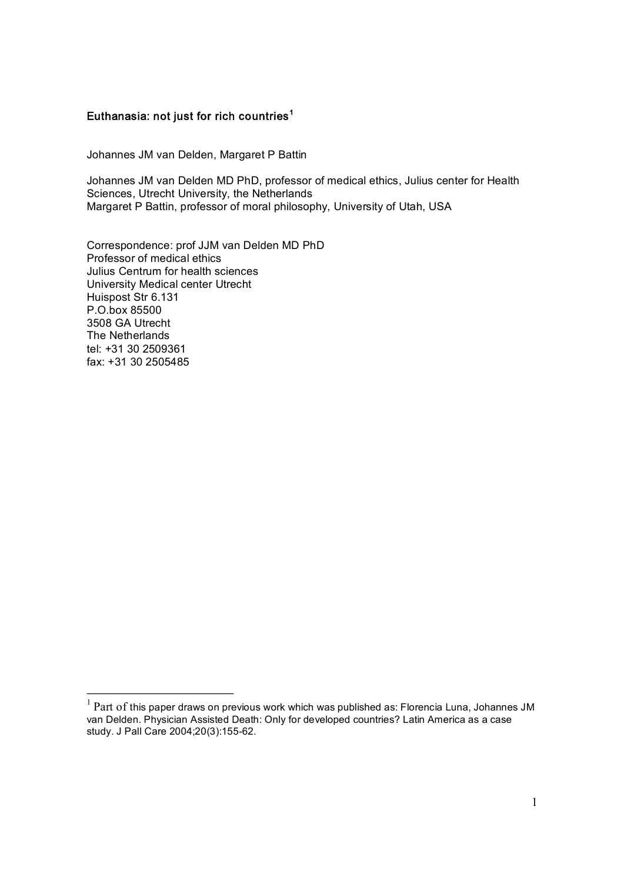# Euthanasia: not just for rich countries[1]

Johannes JM van Delden, Margaret P Battin

Johannes JM van Delden MD PhD, professor of medical ethics, Julius center for Health Sciences, Utrecht University, the Netherlands
Margaret P Battin, professor of moral philosophy, University of Utah, USA

Correspondence: prof JJM van Delden MD PhD
Professor of medical ethics
Julius Centrum for health sciences
University Medical center Utrecht
Huispost Str 6.131
P.O.box 85500
3508 GA Utrecht
The Netherlands
tel: +31 30 2509361
fax: +31 30 2505485

---

[1] Part of this paper draws on previous work which was published as: Florencia Luna, Johannes JM van Delden. Physician Assisted Death: Only for developed countries? Latin America as a case study. J Pall Care 2004;20(3):155-62.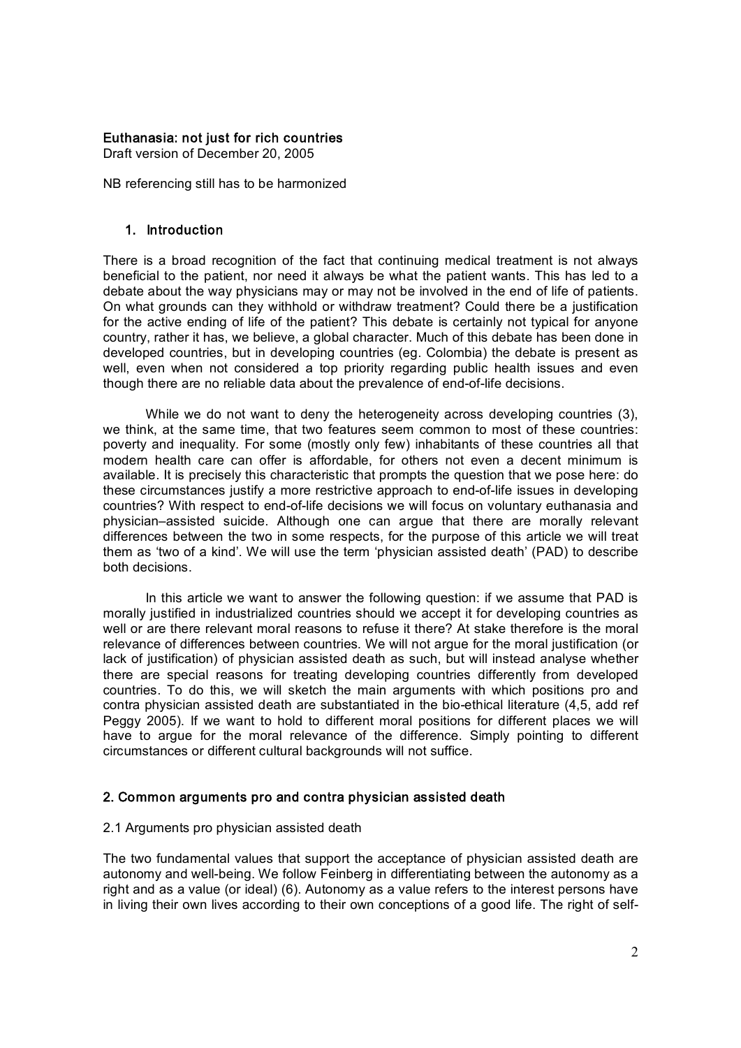# Euthanasia: not just for rich countries

Draft version of December 20, 2005

NB referencing still has to be harmonized

## 1. Introduction

There is a broad recognition of the fact that continuing medical treatment is not always beneficial to the patient, nor need it always be what the patient wants. This has led to a debate about the way physicians may or may not be involved in the end of life of patients. On what grounds can they withhold or withdraw treatment? Could there be a justification for the active ending of life of the patient? This debate is certainly not typical for anyone country, rather it has, we believe, a global character. Much of this debate has been done in developed countries, but in developing countries (eg. Colombia) the debate is present as well, even when not considered a top priority regarding public health issues and even though there are no reliable data about the prevalence of end-of-life decisions.

While we do not want to deny the heterogeneity across developing countries (3), we think, at the same time, that two features seem common to most of these countries: poverty and inequality. For some (mostly only few) inhabitants of these countries all that modern health care can offer is affordable, for others not even a decent minimum is available. It is precisely this characteristic that prompts the question that we pose here: do these circumstances justify a more restrictive approach to end-of-life issues in developing countries? With respect to end-of-life decisions we will focus on voluntary euthanasia and physician–assisted suicide. Although one can argue that there are morally relevant differences between the two in some respects, for the purpose of this article we will treat them as 'two of a kind'. We will use the term 'physician assisted death' (PAD) to describe both decisions.

In this article we want to answer the following question: if we assume that PAD is morally justified in industrialized countries should we accept it for developing countries as well or are there relevant moral reasons to refuse it there? At stake therefore is the moral relevance of differences between countries. We will not argue for the moral justification (or lack of justification) of physician assisted death as such, but will instead analyse whether there are special reasons for treating developing countries differently from developed countries. To do this, we will sketch the main arguments with which positions pro and contra physician assisted death are substantiated in the bio-ethical literature (4,5, add ref Peggy 2005). If we want to hold to different moral positions for different places we will have to argue for the moral relevance of the difference. Simply pointing to different circumstances or different cultural backgrounds will not suffice.

## 2. Common arguments pro and contra physician assisted death

### 2.1 Arguments pro physician assisted death

The two fundamental values that support the acceptance of physician assisted death are autonomy and well-being. We follow Feinberg in differentiating between the autonomy as a right and as a value (or ideal) (6). Autonomy as a value refers to the interest persons have in living their own lives according to their own conceptions of a good life. The right of self-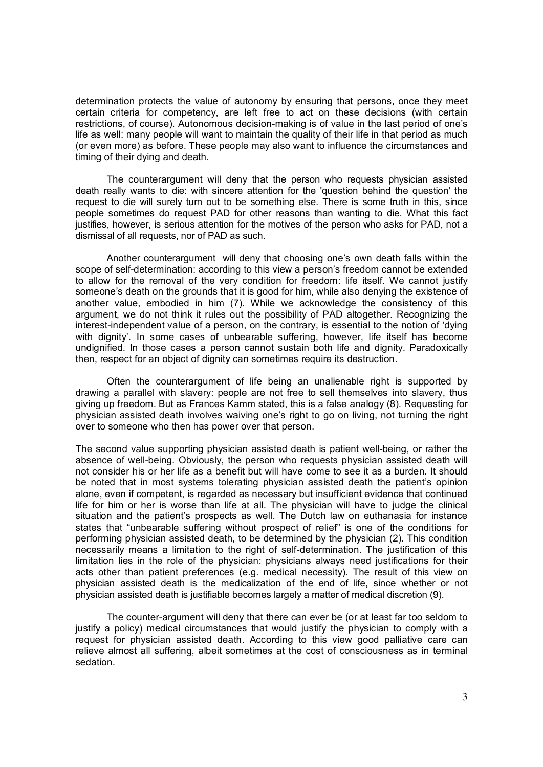determination protects the value of autonomy by ensuring that persons, once they meet certain criteria for competency, are left free to act on these decisions (with certain restrictions, of course). Autonomous decision-making is of value in the last period of one's life as well: many people will want to maintain the quality of their life in that period as much (or even more) as before. These people may also want to influence the circumstances and timing of their dying and death.

The counterargument will deny that the person who requests physician assisted death really wants to die: with sincere attention for the 'question behind the question' the request to die will surely turn out to be something else. There is some truth in this, since people sometimes do request PAD for other reasons than wanting to die. What this fact justifies, however, is serious attention for the motives of the person who asks for PAD, not a dismissal of all requests, nor of PAD as such.

Another counterargument will deny that choosing one's own death falls within the scope of self-determination: according to this view a person's freedom cannot be extended to allow for the removal of the very condition for freedom: life itself. We cannot justify someone's death on the grounds that it is good for him, while also denying the existence of another value, embodied in him (7). While we acknowledge the consistency of this argument, we do not think it rules out the possibility of PAD altogether. Recognizing the interest-independent value of a person, on the contrary, is essential to the notion of 'dying with dignity'. In some cases of unbearable suffering, however, life itself has become undignified. In those cases a person cannot sustain both life and dignity. Paradoxically then, respect for an object of dignity can sometimes require its destruction.

Often the counterargument of life being an unalienable right is supported by drawing a parallel with slavery: people are not free to sell themselves into slavery, thus giving up freedom. But as Frances Kamm stated, this is a false analogy (8). Requesting for physician assisted death involves waiving one's right to go on living, not turning the right over to someone who then has power over that person.

The second value supporting physician assisted death is patient well-being, or rather the absence of well-being. Obviously, the person who requests physician assisted death will not consider his or her life as a benefit but will have come to see it as a burden. It should be noted that in most systems tolerating physician assisted death the patient's opinion alone, even if competent, is regarded as necessary but insufficient evidence that continued life for him or her is worse than life at all. The physician will have to judge the clinical situation and the patient's prospects as well. The Dutch law on euthanasia for instance states that "unbearable suffering without prospect of relief" is one of the conditions for performing physician assisted death, to be determined by the physician (2). This condition necessarily means a limitation to the right of self-determination. The justification of this limitation lies in the role of the physician: physicians always need justifications for their acts other than patient preferences (e.g. medical necessity). The result of this view on physician assisted death is the medicalization of the end of life, since whether or not physician assisted death is justifiable becomes largely a matter of medical discretion (9).

The counter-argument will deny that there can ever be (or at least far too seldom to justify a policy) medical circumstances that would justify the physician to comply with a request for physician assisted death. According to this view good palliative care can relieve almost all suffering, albeit sometimes at the cost of consciousness as in terminal sedation.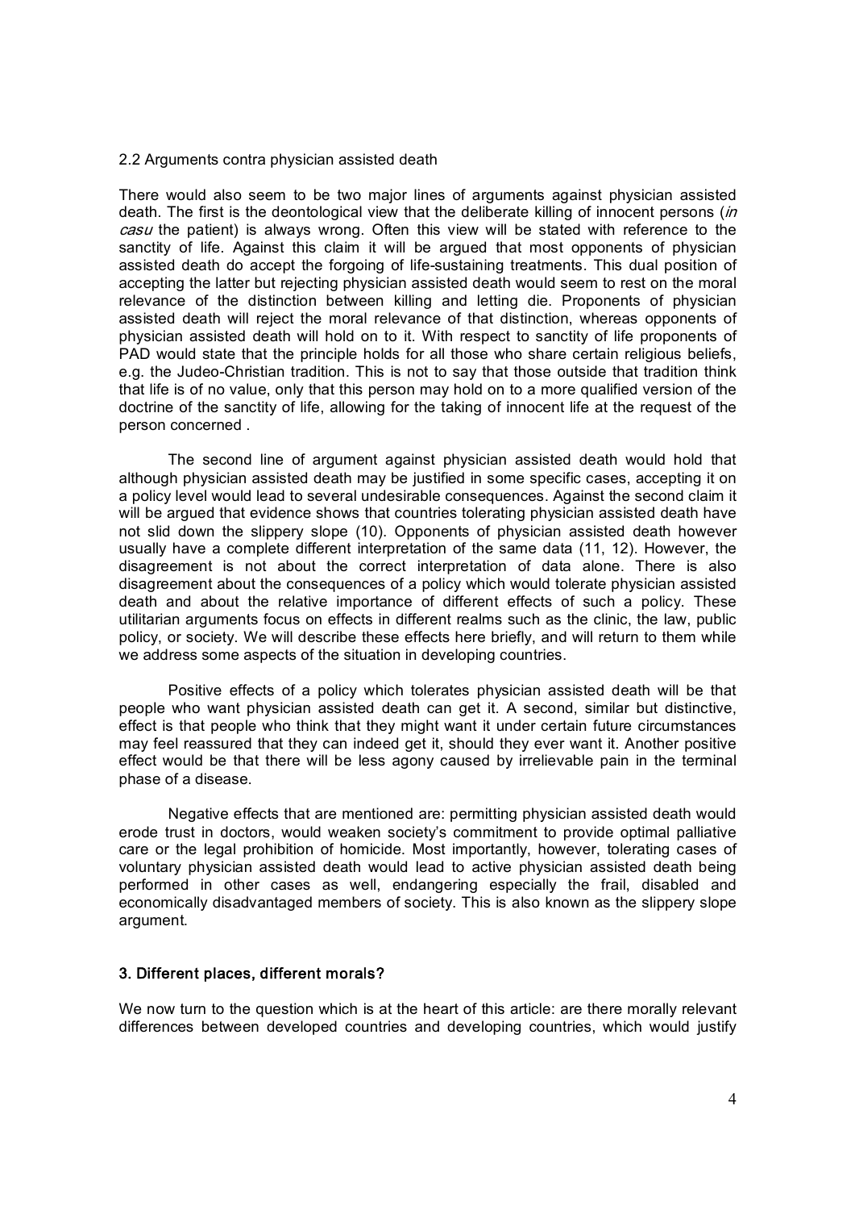### 2.2 Arguments contra physician assisted death

There would also seem to be two major lines of arguments against physician assisted death. The first is the deontological view that the deliberate killing of innocent persons (*in casu* the patient) is always wrong. Often this view will be stated with reference to the sanctity of life. Against this claim it will be argued that most opponents of physician assisted death do accept the forgoing of life-sustaining treatments. This dual position of accepting the latter but rejecting physician assisted death would seem to rest on the moral relevance of the distinction between killing and letting die. Proponents of physician assisted death will reject the moral relevance of that distinction, whereas opponents of physician assisted death will hold on to it. With respect to sanctity of life proponents of PAD would state that the principle holds for all those who share certain religious beliefs, e.g. the Judeo-Christian tradition. This is not to say that those outside that tradition think that life is of no value, only that this person may hold on to a more qualified version of the doctrine of the sanctity of life, allowing for the taking of innocent life at the request of the person concerned .

The second line of argument against physician assisted death would hold that although physician assisted death may be justified in some specific cases, accepting it on a policy level would lead to several undesirable consequences. Against the second claim it will be argued that evidence shows that countries tolerating physician assisted death have not slid down the slippery slope (10). Opponents of physician assisted death however usually have a complete different interpretation of the same data (11, 12). However, the disagreement is not about the correct interpretation of data alone. There is also disagreement about the consequences of a policy which would tolerate physician assisted death and about the relative importance of different effects of such a policy. These utilitarian arguments focus on effects in different realms such as the clinic, the law, public policy, or society. We will describe these effects here briefly, and will return to them while we address some aspects of the situation in developing countries.

Positive effects of a policy which tolerates physician assisted death will be that people who want physician assisted death can get it. A second, similar but distinctive, effect is that people who think that they might want it under certain future circumstances may feel reassured that they can indeed get it, should they ever want it. Another positive effect would be that there will be less agony caused by irrelievable pain in the terminal phase of a disease.

Negative effects that are mentioned are: permitting physician assisted death would erode trust in doctors, would weaken society's commitment to provide optimal palliative care or the legal prohibition of homicide. Most importantly, however, tolerating cases of voluntary physician assisted death would lead to active physician assisted death being performed in other cases as well, endangering especially the frail, disabled and economically disadvantaged members of society. This is also known as the slippery slope argument.

## 3. Different places, different morals?

We now turn to the question which is at the heart of this article: are there morally relevant differences between developed countries and developing countries, which would justify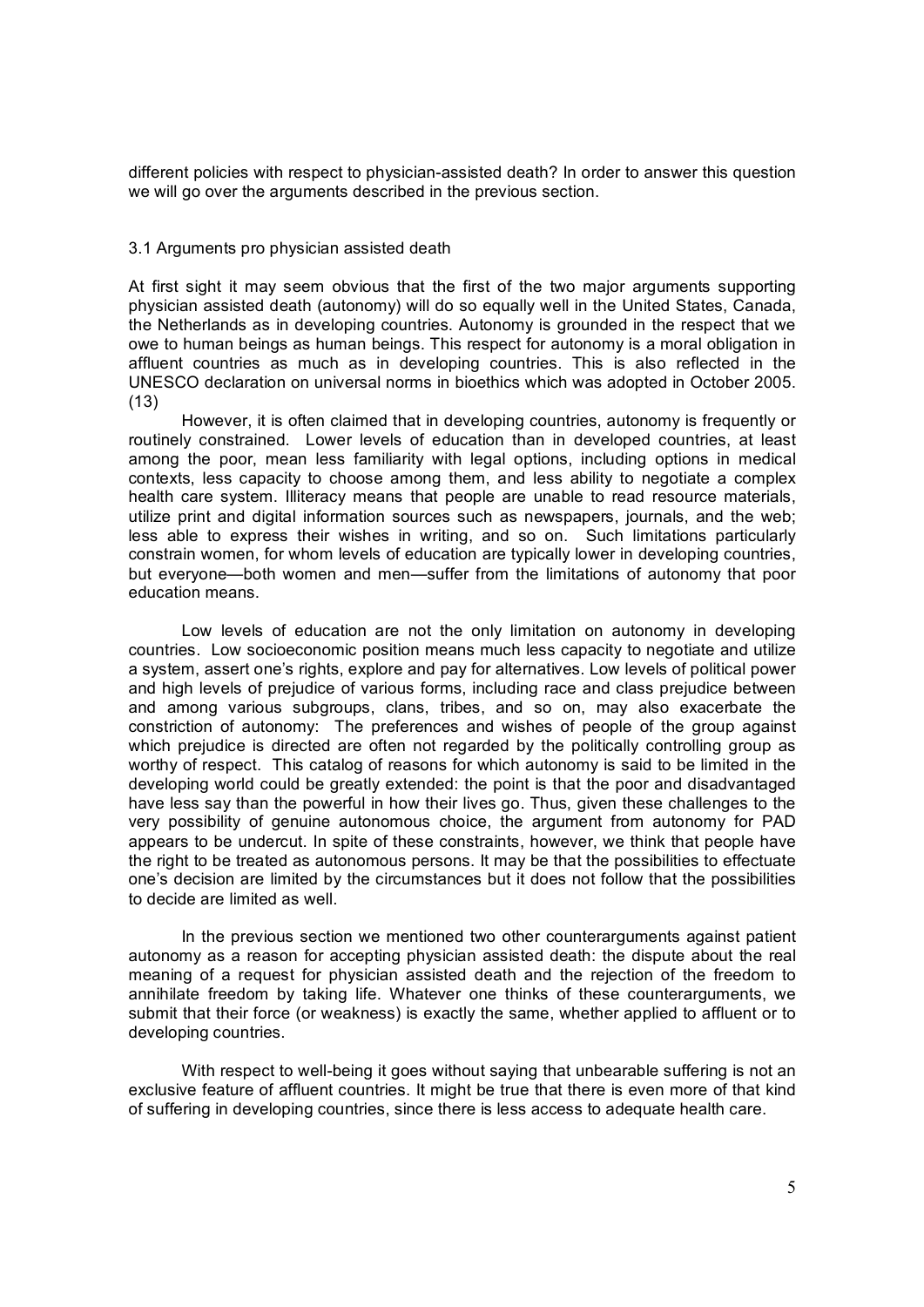different policies with respect to physician-assisted death? In order to answer this question we will go over the arguments described in the previous section.

### 3.1 Arguments pro physician assisted death

At first sight it may seem obvious that the first of the two major arguments supporting physician assisted death (autonomy) will do so equally well in the United States, Canada, the Netherlands as in developing countries. Autonomy is grounded in the respect that we owe to human beings as human beings. This respect for autonomy is a moral obligation in affluent countries as much as in developing countries. This is also reflected in the UNESCO declaration on universal norms in bioethics which was adopted in October 2005. (13)

However, it is often claimed that in developing countries, autonomy is frequently or routinely constrained. Lower levels of education than in developed countries, at least among the poor, mean less familiarity with legal options, including options in medical contexts, less capacity to choose among them, and less ability to negotiate a complex health care system. Illiteracy means that people are unable to read resource materials, utilize print and digital information sources such as newspapers, journals, and the web; less able to express their wishes in writing, and so on. Such limitations particularly constrain women, for whom levels of education are typically lower in developing countries, but everyone—both women and men—suffer from the limitations of autonomy that poor education means.

Low levels of education are not the only limitation on autonomy in developing countries. Low socioeconomic position means much less capacity to negotiate and utilize a system, assert one's rights, explore and pay for alternatives. Low levels of political power and high levels of prejudice of various forms, including race and class prejudice between and among various subgroups, clans, tribes, and so on, may also exacerbate the constriction of autonomy: The preferences and wishes of people of the group against which prejudice is directed are often not regarded by the politically controlling group as worthy of respect. This catalog of reasons for which autonomy is said to be limited in the developing world could be greatly extended: the point is that the poor and disadvantaged have less say than the powerful in how their lives go. Thus, given these challenges to the very possibility of genuine autonomous choice, the argument from autonomy for PAD appears to be undercut. In spite of these constraints, however, we think that people have the right to be treated as autonomous persons. It may be that the possibilities to effectuate one's decision are limited by the circumstances but it does not follow that the possibilities to decide are limited as well.

In the previous section we mentioned two other counterarguments against patient autonomy as a reason for accepting physician assisted death: the dispute about the real meaning of a request for physician assisted death and the rejection of the freedom to annihilate freedom by taking life. Whatever one thinks of these counterarguments, we submit that their force (or weakness) is exactly the same, whether applied to affluent or to developing countries.

With respect to well-being it goes without saying that unbearable suffering is not an exclusive feature of affluent countries. It might be true that there is even more of that kind of suffering in developing countries, since there is less access to adequate health care.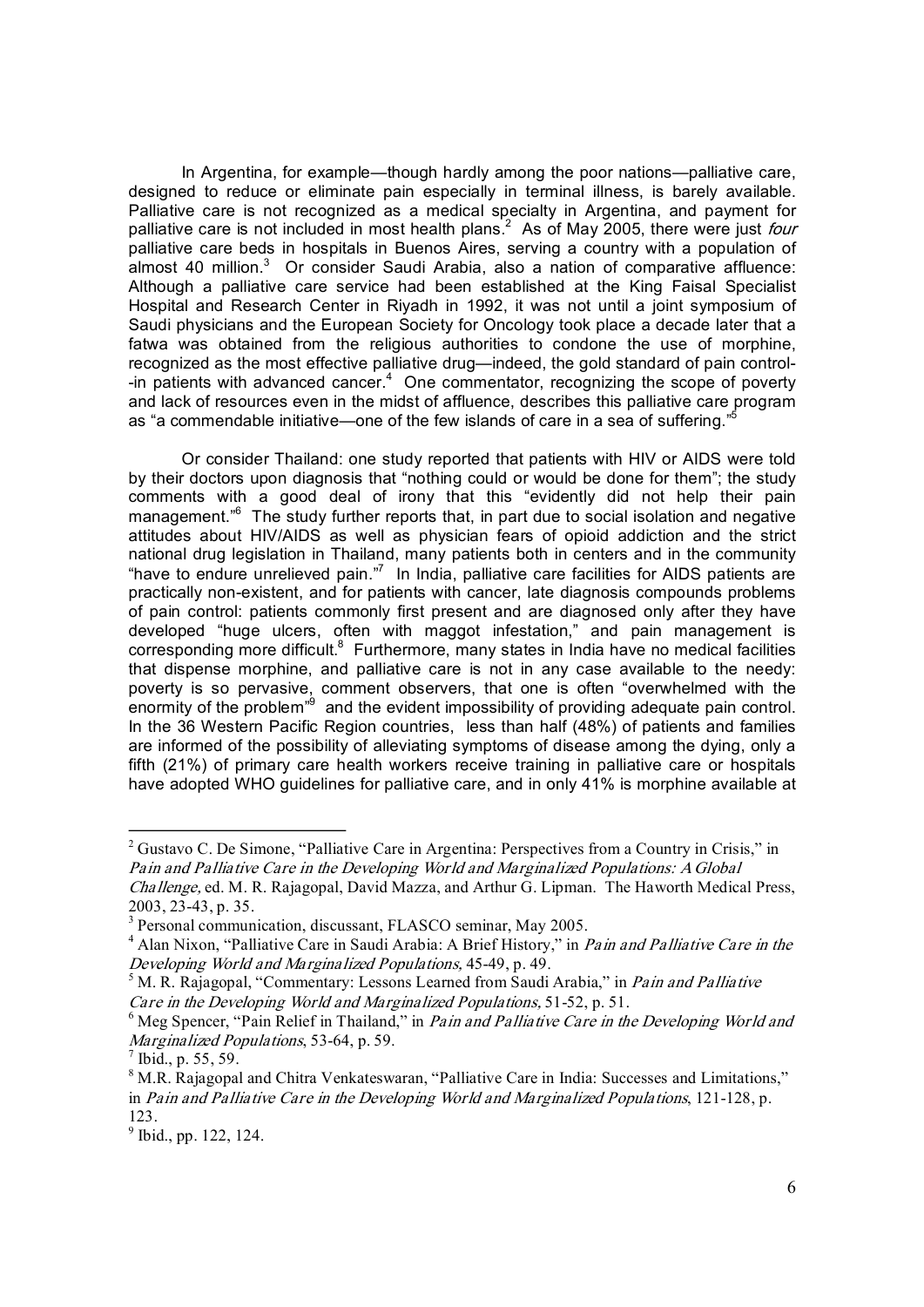In Argentina, for example—though hardly among the poor nations—palliative care, designed to reduce or eliminate pain especially in terminal illness, is barely available. Palliative care is not recognized as a medical specialty in Argentina, and payment for palliative care is not included in most health plans.[2] As of May 2005, there were just *four* palliative care beds in hospitals in Buenos Aires, serving a country with a population of almost 40 million.[3] Or consider Saudi Arabia, also a nation of comparative affluence: Although a palliative care service had been established at the King Faisal Specialist Hospital and Research Center in Riyadh in 1992, it was not until a joint symposium of Saudi physicians and the European Society for Oncology took place a decade later that a fatwa was obtained from the religious authorities to condone the use of morphine, recognized as the most effective palliative drug—indeed, the gold standard of pain control--in patients with advanced cancer.[4] One commentator, recognizing the scope of poverty and lack of resources even in the midst of affluence, describes this palliative care program as "a commendable initiative—one of the few islands of care in a sea of suffering."[5]

Or consider Thailand: one study reported that patients with HIV or AIDS were told by their doctors upon diagnosis that "nothing could or would be done for them"; the study comments with a good deal of irony that this "evidently did not help their pain management."[6] The study further reports that, in part due to social isolation and negative attitudes about HIV/AIDS as well as physician fears of opioid addiction and the strict national drug legislation in Thailand, many patients both in centers and in the community "have to endure unrelieved pain."[7] In India, palliative care facilities for AIDS patients are practically non-existent, and for patients with cancer, late diagnosis compounds problems of pain control: patients commonly first present and are diagnosed only after they have developed "huge ulcers, often with maggot infestation," and pain management is corresponding more difficult.[8] Furthermore, many states in India have no medical facilities that dispense morphine, and palliative care is not in any case available to the needy: poverty is so pervasive, comment observers, that one is often "overwhelmed with the enormity of the problem"[9] and the evident impossibility of providing adequate pain control. In the 36 Western Pacific Region countries, less than half (48%) of patients and families are informed of the possibility of alleviating symptoms of disease among the dying, only a fifth (21%) of primary care health workers receive training in palliative care or hospitals have adopted WHO guidelines for palliative care, and in only 41% is morphine available at

---

[2] Gustavo C. De Simone, "Palliative Care in Argentina: Perspectives from a Country in Crisis," in *Pain and Palliative Care in the Developing World and Marginalized Populations: A Global Challenge*, ed. M. R. Rajagopal, David Mazza, and Arthur G. Lipman. The Haworth Medical Press, 2003, 23-43, p. 35.

[3] Personal communication, discussant, FLASCO seminar, May 2005.

[4] Alan Nixon, "Palliative Care in Saudi Arabia: A Brief History," in *Pain and Palliative Care in the Developing World and Marginalized Populations,* 45-49, p. 49.

[5] M. R. Rajagopal, "Commentary: Lessons Learned from Saudi Arabia," in *Pain and Palliative Care in the Developing World and Marginalized Populations,* 51-52, p. 51.

[6] Meg Spencer, "Pain Relief in Thailand," in *Pain and Palliative Care in the Developing World and Marginalized Populations*, 53-64, p. 59.

[7] Ibid., p. 55, 59.

[8] M.R. Rajagopal and Chitra Venkateswaran, "Palliative Care in India: Successes and Limitations," in *Pain and Palliative Care in the Developing World and Marginalized Populations*, 121-128, p. 123.

[9] Ibid., pp. 122, 124.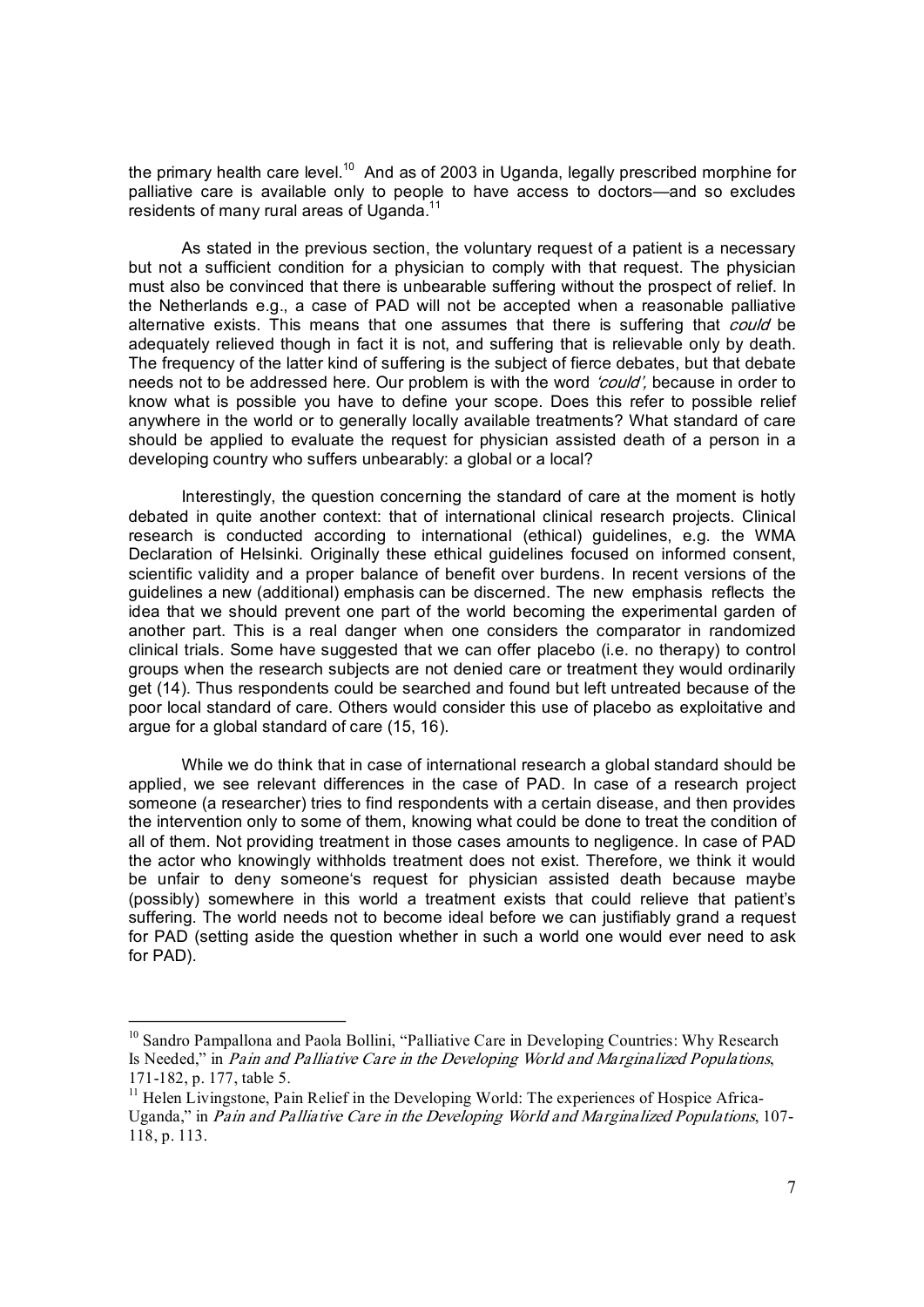the primary health care level.[10] And as of 2003 in Uganda, legally prescribed morphine for palliative care is available only to people to have access to doctors—and so excludes residents of many rural areas of Uganda.[11]

As stated in the previous section, the voluntary request of a patient is a necessary but not a sufficient condition for a physician to comply with that request. The physician must also be convinced that there is unbearable suffering without the prospect of relief. In the Netherlands e.g., a case of PAD will not be accepted when a reasonable palliative alternative exists. This means that one assumes that there is suffering that *could* be adequately relieved though in fact it is not, and suffering that is relievable only by death. The frequency of the latter kind of suffering is the subject of fierce debates, but that debate needs not to be addressed here. Our problem is with the word *'could'*, because in order to know what is possible you have to define your scope. Does this refer to possible relief anywhere in the world or to generally locally available treatments? What standard of care should be applied to evaluate the request for physician assisted death of a person in a developing country who suffers unbearably: a global or a local?

Interestingly, the question concerning the standard of care at the moment is hotly debated in quite another context: that of international clinical research projects. Clinical research is conducted according to international (ethical) guidelines, e.g. the WMA Declaration of Helsinki. Originally these ethical guidelines focused on informed consent, scientific validity and a proper balance of benefit over burdens. In recent versions of the guidelines a new (additional) emphasis can be discerned. The new emphasis reflects the idea that we should prevent one part of the world becoming the experimental garden of another part. This is a real danger when one considers the comparator in randomized clinical trials. Some have suggested that we can offer placebo (i.e. no therapy) to control groups when the research subjects are not denied care or treatment they would ordinarily get (14). Thus respondents could be searched and found but left untreated because of the poor local standard of care. Others would consider this use of placebo as exploitative and argue for a global standard of care (15, 16).

While we do think that in case of international research a global standard should be applied, we see relevant differences in the case of PAD. In case of a research project someone (a researcher) tries to find respondents with a certain disease, and then provides the intervention only to some of them, knowing what could be done to treat the condition of all of them. Not providing treatment in those cases amounts to negligence. In case of PAD the actor who knowingly withholds treatment does not exist. Therefore, we think it would be unfair to deny someone's request for physician assisted death because maybe (possibly) somewhere in this world a treatment exists that could relieve that patient's suffering. The world needs not to become ideal before we can justifiably grand a request for PAD (setting aside the question whether in such a world one would ever need to ask for PAD).

---

[10] Sandro Pampallona and Paola Bollini, "Palliative Care in Developing Countries: Why Research Is Needed," in *Pain and Palliative Care in the Developing World and Marginalized Populations*, 171-182, p. 177, table 5.

[11] Helen Livingstone, Pain Relief in the Developing World: The experiences of Hospice Africa-Uganda," in *Pain and Palliative Care in the Developing World and Marginalized Populations*, 107-118, p. 113.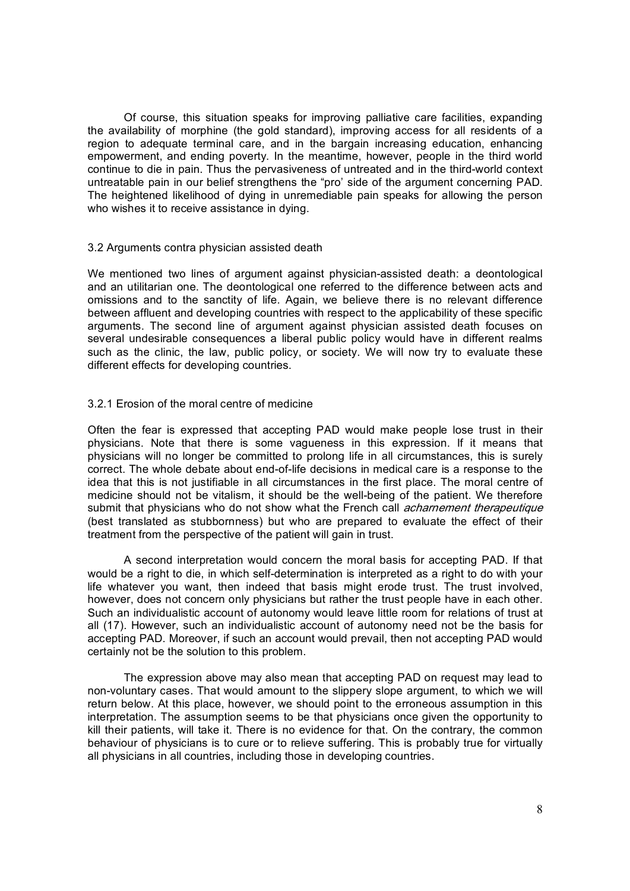Of course, this situation speaks for improving palliative care facilities, expanding the availability of morphine (the gold standard), improving access for all residents of a region to adequate terminal care, and in the bargain increasing education, enhancing empowerment, and ending poverty. In the meantime, however, people in the third world continue to die in pain. Thus the pervasiveness of untreated and in the third-world context untreatable pain in our belief strengthens the "pro' side of the argument concerning PAD. The heightened likelihood of dying in unremediable pain speaks for allowing the person who wishes it to receive assistance in dying.

### 3.2 Arguments contra physician assisted death

We mentioned two lines of argument against physician-assisted death: a deontological and an utilitarian one. The deontological one referred to the difference between acts and omissions and to the sanctity of life. Again, we believe there is no relevant difference between affluent and developing countries with respect to the applicability of these specific arguments. The second line of argument against physician assisted death focuses on several undesirable consequences a liberal public policy would have in different realms such as the clinic, the law, public policy, or society. We will now try to evaluate these different effects for developing countries.

#### 3.2.1 Erosion of the moral centre of medicine

Often the fear is expressed that accepting PAD would make people lose trust in their physicians. Note that there is some vagueness in this expression. If it means that physicians will no longer be committed to prolong life in all circumstances, this is surely correct. The whole debate about end-of-life decisions in medical care is a response to the idea that this is not justifiable in all circumstances in the first place. The moral centre of medicine should not be vitalism, it should be the well-being of the patient. We therefore submit that physicians who do not show what the French call *acharnement therapeutique* (best translated as stubbornness) but who are prepared to evaluate the effect of their treatment from the perspective of the patient will gain in trust.

A second interpretation would concern the moral basis for accepting PAD. If that would be a right to die, in which self-determination is interpreted as a right to do with your life whatever you want, then indeed that basis might erode trust. The trust involved, however, does not concern only physicians but rather the trust people have in each other. Such an individualistic account of autonomy would leave little room for relations of trust at all (17). However, such an individualistic account of autonomy need not be the basis for accepting PAD. Moreover, if such an account would prevail, then not accepting PAD would certainly not be the solution to this problem.

The expression above may also mean that accepting PAD on request may lead to non-voluntary cases. That would amount to the slippery slope argument, to which we will return below. At this place, however, we should point to the erroneous assumption in this interpretation. The assumption seems to be that physicians once given the opportunity to kill their patients, will take it. There is no evidence for that. On the contrary, the common behaviour of physicians is to cure or to relieve suffering. This is probably true for virtually all physicians in all countries, including those in developing countries.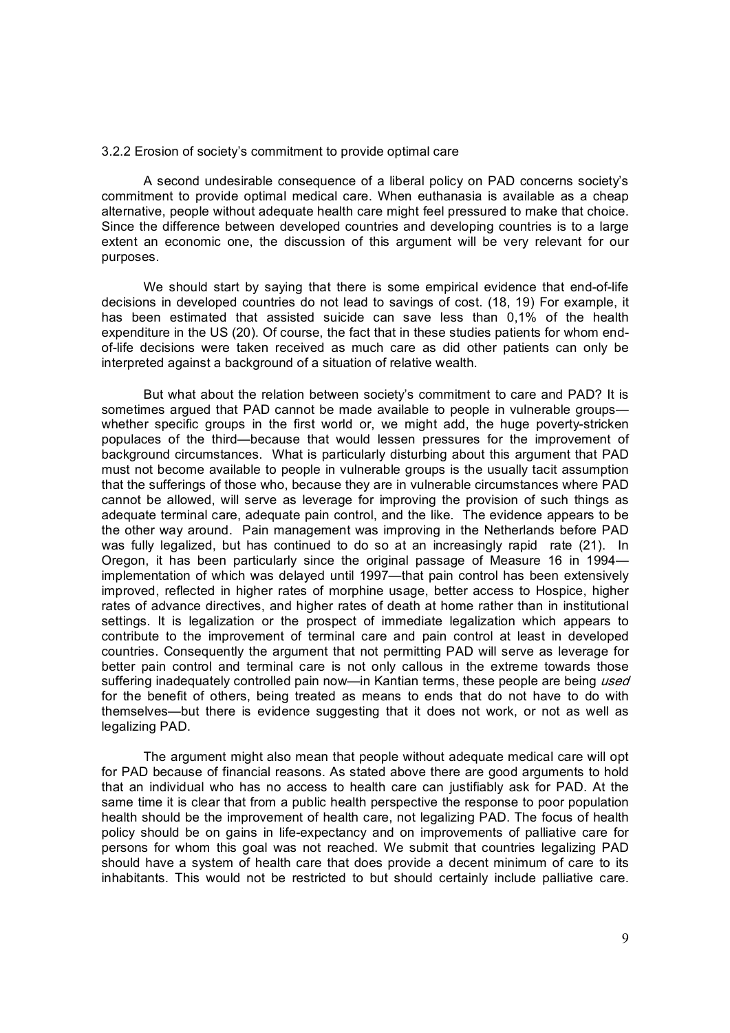### 3.2.2 Erosion of society's commitment to provide optimal care

A second undesirable consequence of a liberal policy on PAD concerns society's commitment to provide optimal medical care. When euthanasia is available as a cheap alternative, people without adequate health care might feel pressured to make that choice. Since the difference between developed countries and developing countries is to a large extent an economic one, the discussion of this argument will be very relevant for our purposes.

We should start by saying that there is some empirical evidence that end-of-life decisions in developed countries do not lead to savings of cost. (18, 19) For example, it has been estimated that assisted suicide can save less than 0,1% of the health expenditure in the US (20). Of course, the fact that in these studies patients for whom end-of-life decisions were taken received as much care as did other patients can only be interpreted against a background of a situation of relative wealth.

But what about the relation between society's commitment to care and PAD? It is sometimes argued that PAD cannot be made available to people in vulnerable groups—whether specific groups in the first world or, we might add, the huge poverty-stricken populaces of the third—because that would lessen pressures for the improvement of background circumstances. What is particularly disturbing about this argument that PAD must not become available to people in vulnerable groups is the usually tacit assumption that the sufferings of those who, because they are in vulnerable circumstances where PAD cannot be allowed, will serve as leverage for improving the provision of such things as adequate terminal care, adequate pain control, and the like. The evidence appears to be the other way around. Pain management was improving in the Netherlands before PAD was fully legalized, but has continued to do so at an increasingly rapid rate (21). In Oregon, it has been particularly since the original passage of Measure 16 in 1994—implementation of which was delayed until 1997—that pain control has been extensively improved, reflected in higher rates of morphine usage, better access to Hospice, higher rates of advance directives, and higher rates of death at home rather than in institutional settings. It is legalization or the prospect of immediate legalization which appears to contribute to the improvement of terminal care and pain control at least in developed countries. Consequently the argument that not permitting PAD will serve as leverage for better pain control and terminal care is not only callous in the extreme towards those suffering inadequately controlled pain now—in Kantian terms, these people are being *used* for the benefit of others, being treated as means to ends that do not have to do with themselves—but there is evidence suggesting that it does not work, or not as well as legalizing PAD.

The argument might also mean that people without adequate medical care will opt for PAD because of financial reasons. As stated above there are good arguments to hold that an individual who has no access to health care can justifiably ask for PAD. At the same time it is clear that from a public health perspective the response to poor population health should be the improvement of health care, not legalizing PAD. The focus of health policy should be on gains in life-expectancy and on improvements of palliative care for persons for whom this goal was not reached. We submit that countries legalizing PAD should have a system of health care that does provide a decent minimum of care to its inhabitants. This would not be restricted to but should certainly include palliative care.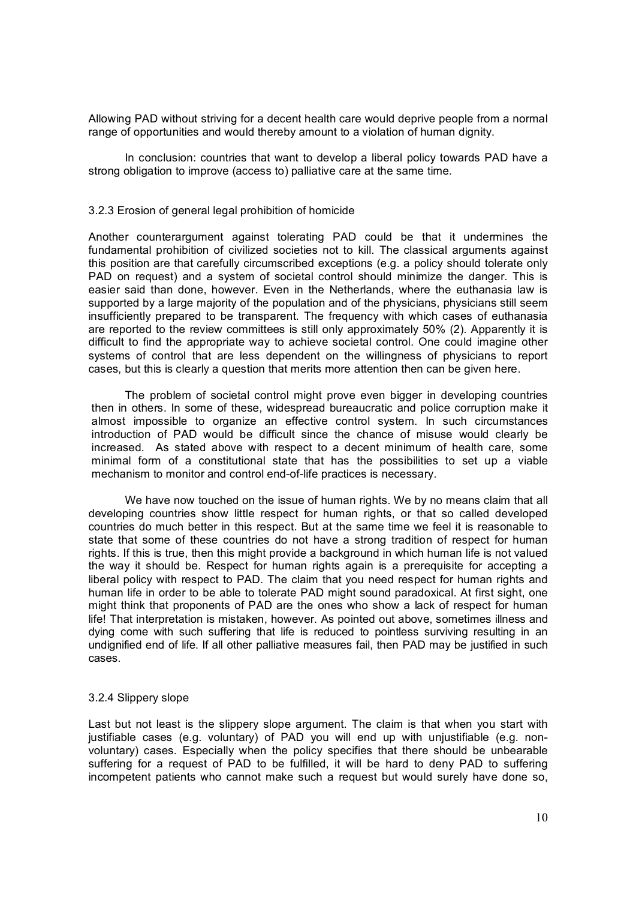Allowing PAD without striving for a decent health care would deprive people from a normal range of opportunities and would thereby amount to a violation of human dignity.

In conclusion: countries that want to develop a liberal policy towards PAD have a strong obligation to improve (access to) palliative care at the same time.

### 3.2.3 Erosion of general legal prohibition of homicide

Another counterargument against tolerating PAD could be that it undermines the fundamental prohibition of civilized societies not to kill. The classical arguments against this position are that carefully circumscribed exceptions (e.g. a policy should tolerate only PAD on request) and a system of societal control should minimize the danger. This is easier said than done, however. Even in the Netherlands, where the euthanasia law is supported by a large majority of the population and of the physicians, physicians still seem insufficiently prepared to be transparent. The frequency with which cases of euthanasia are reported to the review committees is still only approximately 50% (2). Apparently it is difficult to find the appropriate way to achieve societal control. One could imagine other systems of control that are less dependent on the willingness of physicians to report cases, but this is clearly a question that merits more attention then can be given here.

The problem of societal control might prove even bigger in developing countries then in others. In some of these, widespread bureaucratic and police corruption make it almost impossible to organize an effective control system. In such circumstances introduction of PAD would be difficult since the chance of misuse would clearly be increased. As stated above with respect to a decent minimum of health care, some minimal form of a constitutional state that has the possibilities to set up a viable mechanism to monitor and control end-of-life practices is necessary.

We have now touched on the issue of human rights. We by no means claim that all developing countries show little respect for human rights, or that so called developed countries do much better in this respect. But at the same time we feel it is reasonable to state that some of these countries do not have a strong tradition of respect for human rights. If this is true, then this might provide a background in which human life is not valued the way it should be. Respect for human rights again is a prerequisite for accepting a liberal policy with respect to PAD. The claim that you need respect for human rights and human life in order to be able to tolerate PAD might sound paradoxical. At first sight, one might think that proponents of PAD are the ones who show a lack of respect for human life! That interpretation is mistaken, however. As pointed out above, sometimes illness and dying come with such suffering that life is reduced to pointless surviving resulting in an undignified end of life. If all other palliative measures fail, then PAD may be justified in such cases.

### 3.2.4 Slippery slope

Last but not least is the slippery slope argument. The claim is that when you start with justifiable cases (e.g. voluntary) of PAD you will end up with unjustifiable (e.g. non-voluntary) cases. Especially when the policy specifies that there should be unbearable suffering for a request of PAD to be fulfilled, it will be hard to deny PAD to suffering incompetent patients who cannot make such a request but would surely have done so,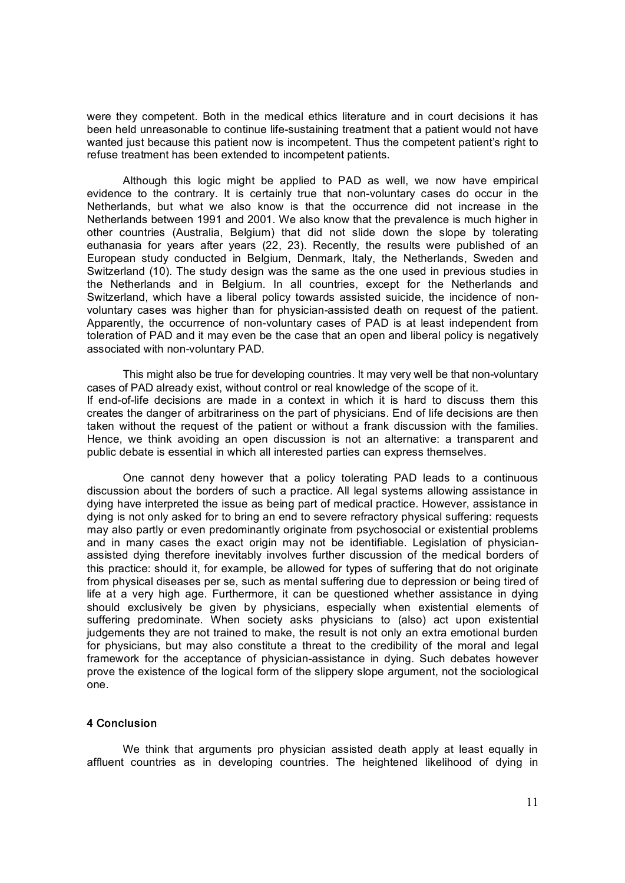were they competent. Both in the medical ethics literature and in court decisions it has been held unreasonable to continue life-sustaining treatment that a patient would not have wanted just because this patient now is incompetent. Thus the competent patient's right to refuse treatment has been extended to incompetent patients.

Although this logic might be applied to PAD as well, we now have empirical evidence to the contrary. It is certainly true that non-voluntary cases do occur in the Netherlands, but what we also know is that the occurrence did not increase in the Netherlands between 1991 and 2001. We also know that the prevalence is much higher in other countries (Australia, Belgium) that did not slide down the slope by tolerating euthanasia for years after years (22, 23). Recently, the results were published of an European study conducted in Belgium, Denmark, Italy, the Netherlands, Sweden and Switzerland (10). The study design was the same as the one used in previous studies in the Netherlands and in Belgium. In all countries, except for the Netherlands and Switzerland, which have a liberal policy towards assisted suicide, the incidence of non-voluntary cases was higher than for physician-assisted death on request of the patient. Apparently, the occurrence of non-voluntary cases of PAD is at least independent from toleration of PAD and it may even be the case that an open and liberal policy is negatively associated with non-voluntary PAD.

This might also be true for developing countries. It may very well be that non-voluntary cases of PAD already exist, without control or real knowledge of the scope of it.
If end-of-life decisions are made in a context in which it is hard to discuss them this creates the danger of arbitrariness on the part of physicians. End of life decisions are then taken without the request of the patient or without a frank discussion with the families. Hence, we think avoiding an open discussion is not an alternative: a transparent and public debate is essential in which all interested parties can express themselves.

One cannot deny however that a policy tolerating PAD leads to a continuous discussion about the borders of such a practice. All legal systems allowing assistance in dying have interpreted the issue as being part of medical practice. However, assistance in dying is not only asked for to bring an end to severe refractory physical suffering: requests may also partly or even predominantly originate from psychosocial or existential problems and in many cases the exact origin may not be identifiable. Legislation of physician-assisted dying therefore inevitably involves further discussion of the medical borders of this practice: should it, for example, be allowed for types of suffering that do not originate from physical diseases per se, such as mental suffering due to depression or being tired of life at a very high age. Furthermore, it can be questioned whether assistance in dying should exclusively be given by physicians, especially when existential elements of suffering predominate. When society asks physicians to (also) act upon existential judgements they are not trained to make, the result is not only an extra emotional burden for physicians, but may also constitute a threat to the credibility of the moral and legal framework for the acceptance of physician-assistance in dying. Such debates however prove the existence of the logical form of the slippery slope argument, not the sociological one.

## 4 Conclusion

We think that arguments pro physician assisted death apply at least equally in affluent countries as in developing countries. The heightened likelihood of dying in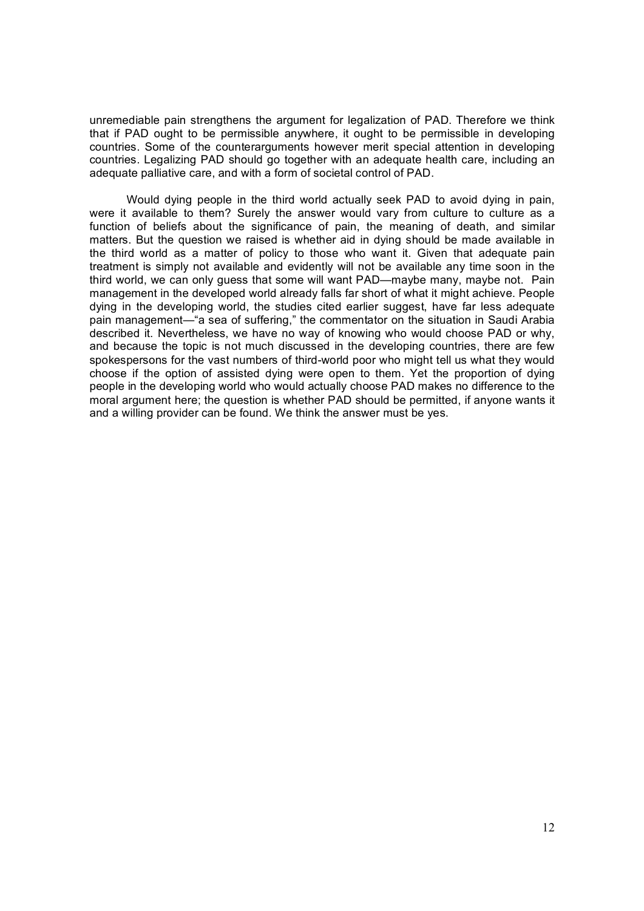unremediable pain strengthens the argument for legalization of PAD. Therefore we think that if PAD ought to be permissible anywhere, it ought to be permissible in developing countries. Some of the counterarguments however merit special attention in developing countries. Legalizing PAD should go together with an adequate health care, including an adequate palliative care, and with a form of societal control of PAD.

Would dying people in the third world actually seek PAD to avoid dying in pain, were it available to them? Surely the answer would vary from culture to culture as a function of beliefs about the significance of pain, the meaning of death, and similar matters. But the question we raised is whether aid in dying should be made available in the third world as a matter of policy to those who want it. Given that adequate pain treatment is simply not available and evidently will not be available any time soon in the third world, we can only guess that some will want PAD—maybe many, maybe not. Pain management in the developed world already falls far short of what it might achieve. People dying in the developing world, the studies cited earlier suggest, have far less adequate pain management—"a sea of suffering," the commentator on the situation in Saudi Arabia described it. Nevertheless, we have no way of knowing who would choose PAD or why, and because the topic is not much discussed in the developing countries, there are few spokespersons for the vast numbers of third-world poor who might tell us what they would choose if the option of assisted dying were open to them. Yet the proportion of dying people in the developing world who would actually choose PAD makes no difference to the moral argument here; the question is whether PAD should be permitted, if anyone wants it and a willing provider can be found. We think the answer must be yes.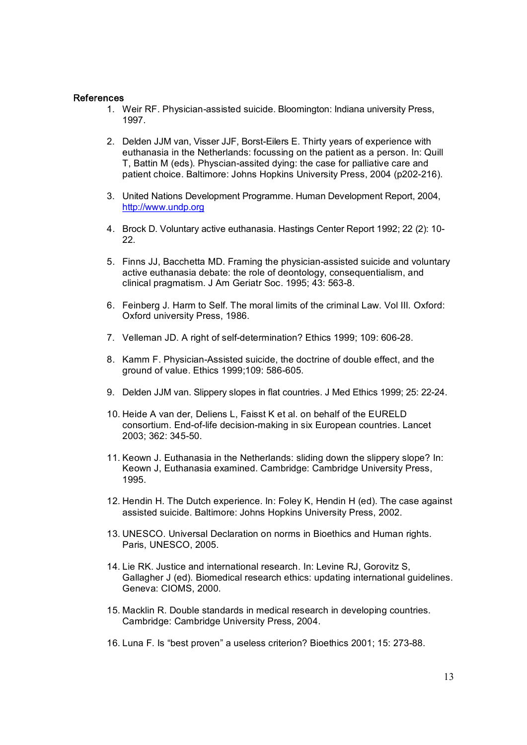## References

1. Weir RF. Physician-assisted suicide. Bloomington: Indiana university Press, 1997.

2. Delden JJM van, Visser JJF, Borst-Eilers E. Thirty years of experience with euthanasia in the Netherlands: focussing on the patient as a person. In: Quill T, Battin M (eds). Physcian-assited dying: the case for palliative care and patient choice. Baltimore: Johns Hopkins University Press, 2004 (p202-216).

3. United Nations Development Programme. Human Development Report, 2004, http://www.undp.org

4. Brock D. Voluntary active euthanasia. Hastings Center Report 1992; 22 (2): 10-22.

5. Finns JJ, Bacchetta MD. Framing the physician-assisted suicide and voluntary active euthanasia debate: the role of deontology, consequentialism, and clinical pragmatism. J Am Geriatr Soc. 1995; 43: 563-8.

6. Feinberg J. Harm to Self. The moral limits of the criminal Law. Vol III. Oxford: Oxford university Press, 1986.

7. Velleman JD. A right of self-determination? Ethics 1999; 109: 606-28.

8. Kamm F. Physician-Assisted suicide, the doctrine of double effect, and the ground of value. Ethics 1999;109: 586-605.

9. Delden JJM van. Slippery slopes in flat countries. J Med Ethics 1999; 25: 22-24.

10. Heide A van der, Deliens L, Faisst K et al. on behalf of the EURELD consortium. End-of-life decision-making in six European countries. Lancet 2003; 362: 345-50.

11. Keown J. Euthanasia in the Netherlands: sliding down the slippery slope? In: Keown J, Euthanasia examined. Cambridge: Cambridge University Press, 1995.

12. Hendin H. The Dutch experience. In: Foley K, Hendin H (ed). The case against assisted suicide. Baltimore: Johns Hopkins University Press, 2002.

13. UNESCO. Universal Declaration on norms in Bioethics and Human rights. Paris, UNESCO, 2005.

14. Lie RK. Justice and international research. In: Levine RJ, Gorovitz S, Gallagher J (ed). Biomedical research ethics: updating international guidelines. Geneva: CIOMS, 2000.

15. Macklin R. Double standards in medical research in developing countries. Cambridge: Cambridge University Press, 2004.

16. Luna F. Is "best proven" a useless criterion? Bioethics 2001; 15: 273-88.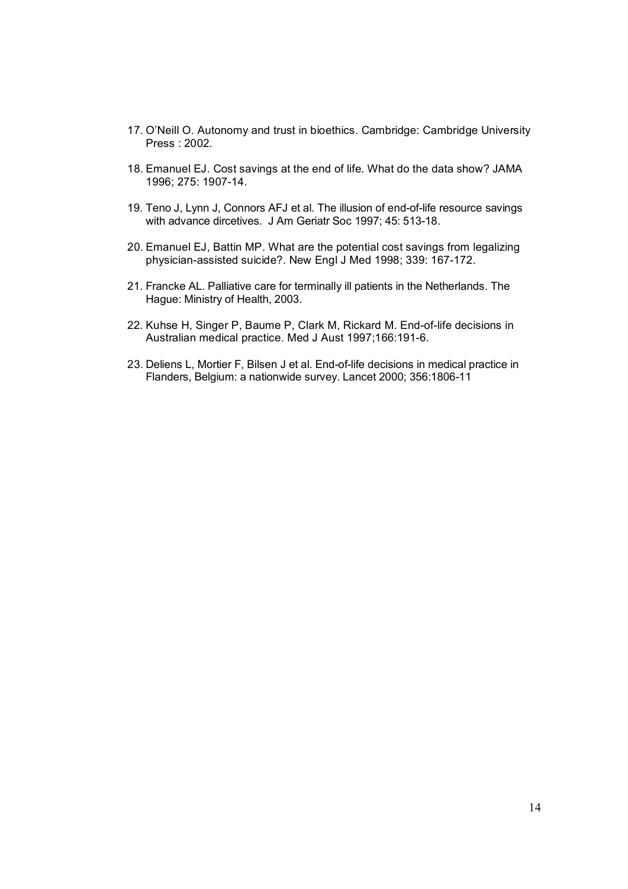17. O'Neill O. Autonomy and trust in bioethics. Cambridge: Cambridge University Press : 2002.

18. Emanuel EJ. Cost savings at the end of life. What do the data show? JAMA 1996; 275: 1907-14.

19. Teno J, Lynn J, Connors AFJ et al. The illusion of end-of-life resource savings with advance dircetives. J Am Geriatr Soc 1997; 45: 513-18.

20. Emanuel EJ, Battin MP. What are the potential cost savings from legalizing physician-assisted suicide?. New Engl J Med 1998; 339: 167-172.

21. Francke AL. Palliative care for terminally ill patients in the Netherlands. The Hague: Ministry of Health, 2003.

22. Kuhse H, Singer P, Baume P, Clark M, Rickard M. End-of-life decisions in Australian medical practice. Med J Aust 1997;166:191-6.

23. Deliens L, Mortier F, Bilsen J et al. End-of-life decisions in medical practice in Flanders, Belgium: a nationwide survey. Lancet 2000; 356:1806-11